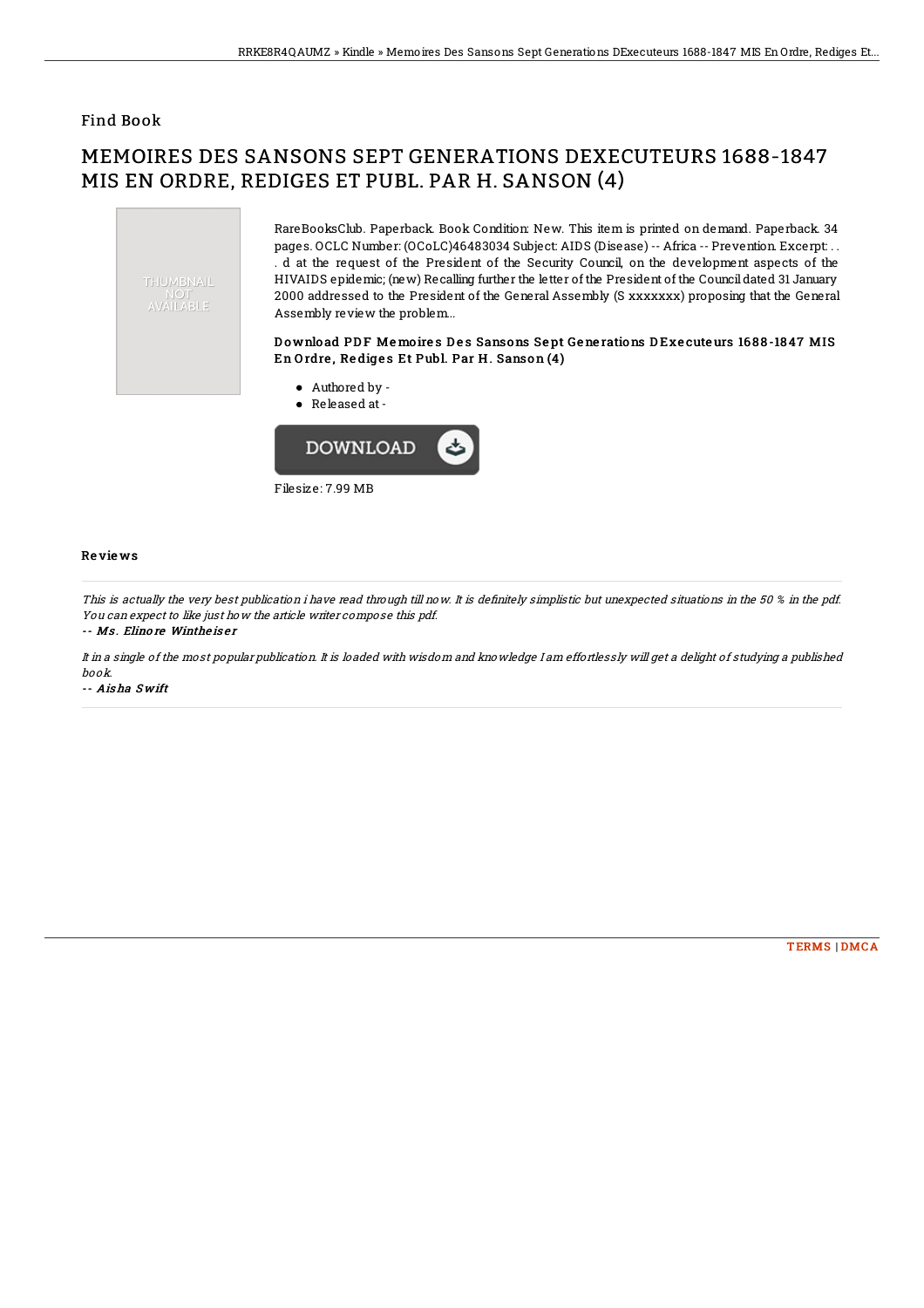## Find Book

# MEMOIRES DES SANSONS SEPT GENERATIONS DEXECUTEURS 1688-1847 MIS EN ORDRE, REDIGES ET PUBL. PAR H. SANSON (4)

THUMBNAIL NOT AVAILABLE

RareBooksClub. Paperback. Book Condition: New. This item is printed on demand. Paperback. 34 pages. OCLC Number: (OCoLC)46483034 Subject: AIDS (Disease) -- Africa -- Prevention. Excerpt: . . . d at the request of the President of the Security Council, on the development aspects of the HIVAIDS epidemic; (new) Recalling further the letter of the President of the Council dated 31 January 2000 addressed to the President of the General Assembly (S xxxxxxx) proposing that the General Assembly review the problem...

### Download PDF Memoires Des Sansons Sept Generations DExecuteurs 1688-1847 MIS En Ordre, Rediges Et Publ. Par H. Sanson (4)

- Authored by -
- Released at -

DOWNLOAD

Filesize: 7.99 MB

### Reviews

*This is actually the very best publication i have read through till now. It is definitely simplistic but unexpected situations in the 50 % in the pdf. You can expect to like just how the article writer compose this pdf.*

*-- Ms. Elinore Wintheiser*

*It in a single of the most popular publication. It is loaded with wisdom and knowledge I am effortlessly will get a delight of studying a published book.*

*-- Aisha Swift*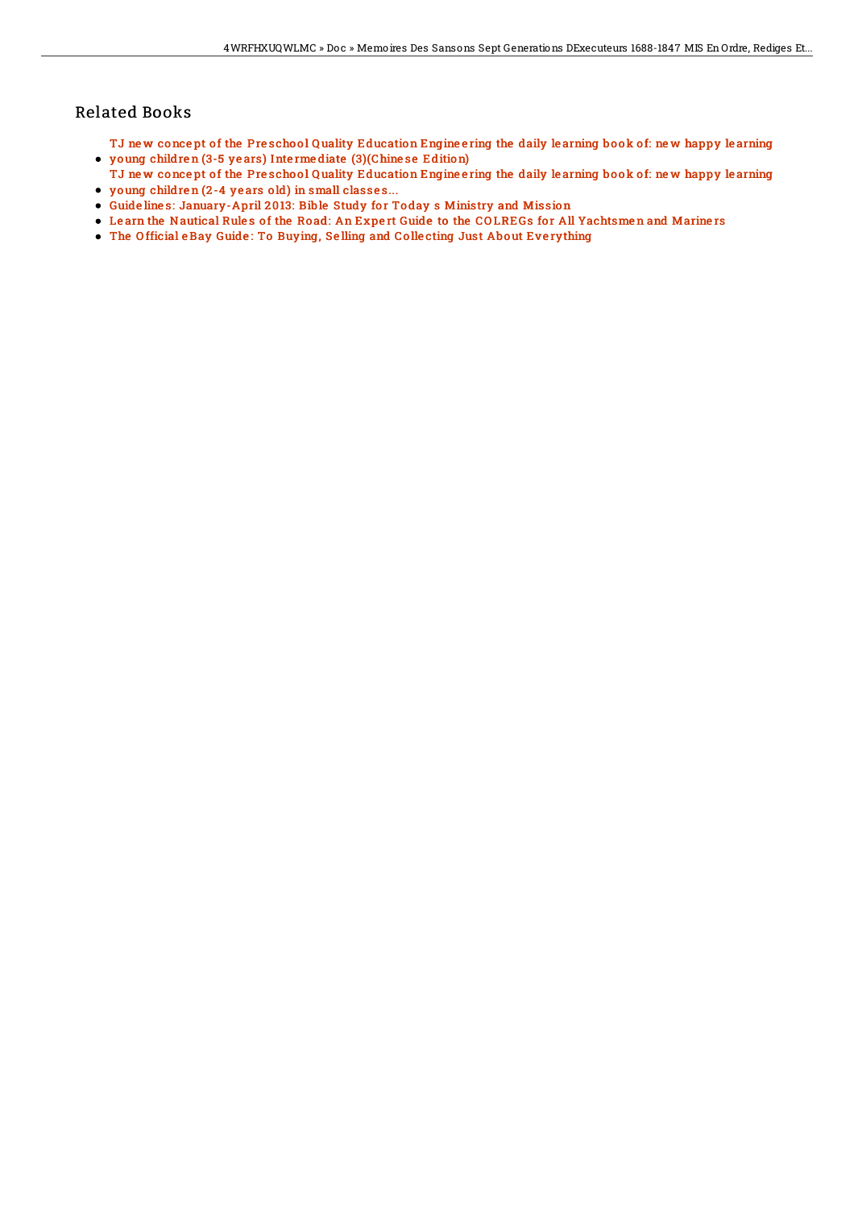## Related Books

- TJ new concept of the Preschool Quality Education Engineering the daily learning book of: new happy learning young children (3-5 years) Intermediate (3)(Chinese Edition)
- TJ new concept of the Preschool Quality Education Engineering the daily learning book of: new happy learning young children (2-4 years old) in small classes...
- Guidelines: January-April 2013: Bible Study for Today s Ministry and Mission
- Learn the Nautical Rules of the Road: An Expert Guide to the COLREGs for All Yachtsmen and Mariners
- The Official eBay Guide: To Buying, Selling and Collecting Just About Everything